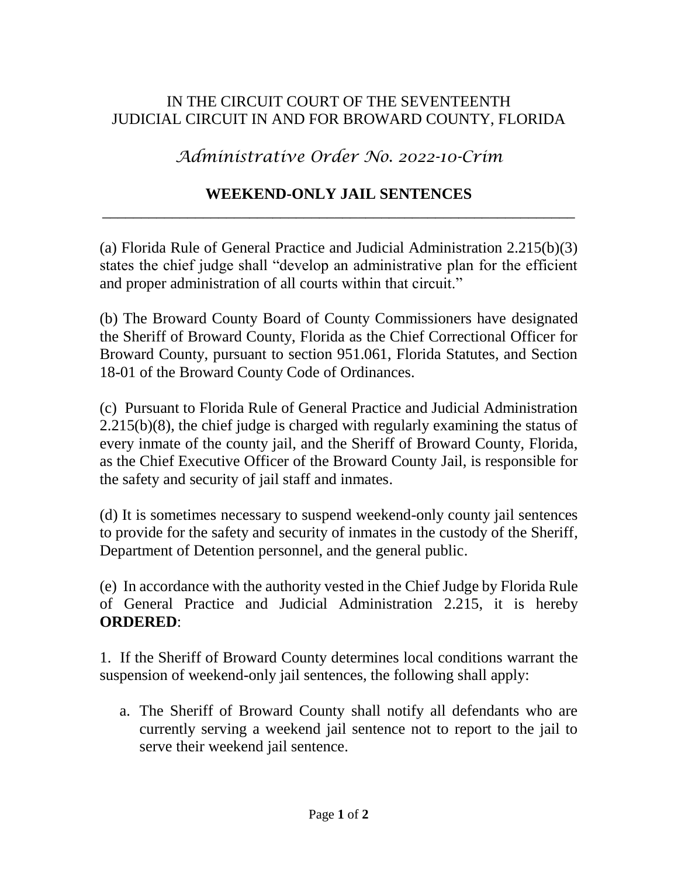IN THE CIRCUIT COURT OF THE SEVENTEENTH
JUDICIAL CIRCUIT IN AND FOR BROWARD COUNTY, FLORIDA

*Administrative Order No. 2022-10-Crim*

## WEEKEND-ONLY JAIL SENTENCES

---

(a) Florida Rule of General Practice and Judicial Administration 2.215(b)(3) states the chief judge shall "develop an administrative plan for the efficient and proper administration of all courts within that circuit."

(b) The Broward County Board of County Commissioners have designated the Sheriff of Broward County, Florida as the Chief Correctional Officer for Broward County, pursuant to section 951.061, Florida Statutes, and Section 18-01 of the Broward County Code of Ordinances.

(c) Pursuant to Florida Rule of General Practice and Judicial Administration 2.215(b)(8), the chief judge is charged with regularly examining the status of every inmate of the county jail, and the Sheriff of Broward County, Florida, as the Chief Executive Officer of the Broward County Jail, is responsible for the safety and security of jail staff and inmates.

(d) It is sometimes necessary to suspend weekend-only county jail sentences to provide for the safety and security of inmates in the custody of the Sheriff, Department of Detention personnel, and the general public.

(e) In accordance with the authority vested in the Chief Judge by Florida Rule of General Practice and Judicial Administration 2.215, it is hereby **ORDERED**:

1. If the Sheriff of Broward County determines local conditions warrant the suspension of weekend-only jail sentences, the following shall apply:

   a. The Sheriff of Broward County shall notify all defendants who are currently serving a weekend jail sentence not to report to the jail to serve their weekend jail sentence.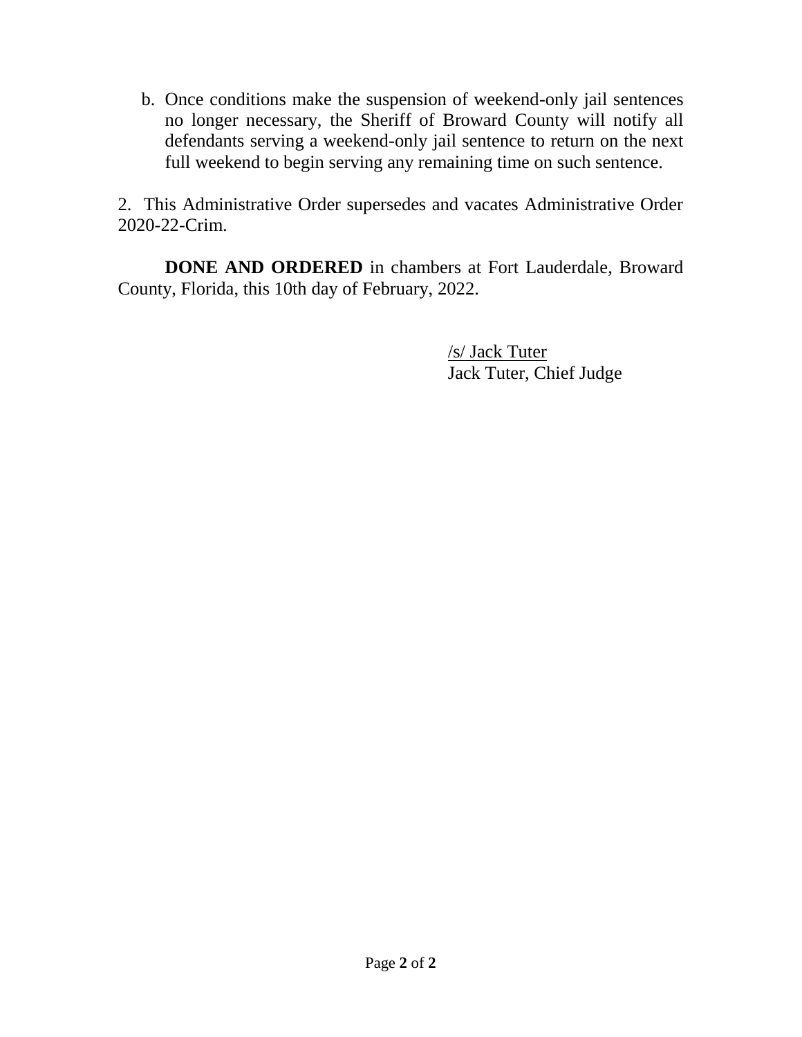b. Once conditions make the suspension of weekend-only jail sentences no longer necessary, the Sheriff of Broward County will notify all defendants serving a weekend-only jail sentence to return on the next full weekend to begin serving any remaining time on such sentence.

2. This Administrative Order supersedes and vacates Administrative Order 2020-22-Crim.

**DONE AND ORDERED** in chambers at Fort Lauderdale, Broward County, Florida, this 10th day of February, 2022.

/s/ Jack Tuter
Jack Tuter, Chief Judge